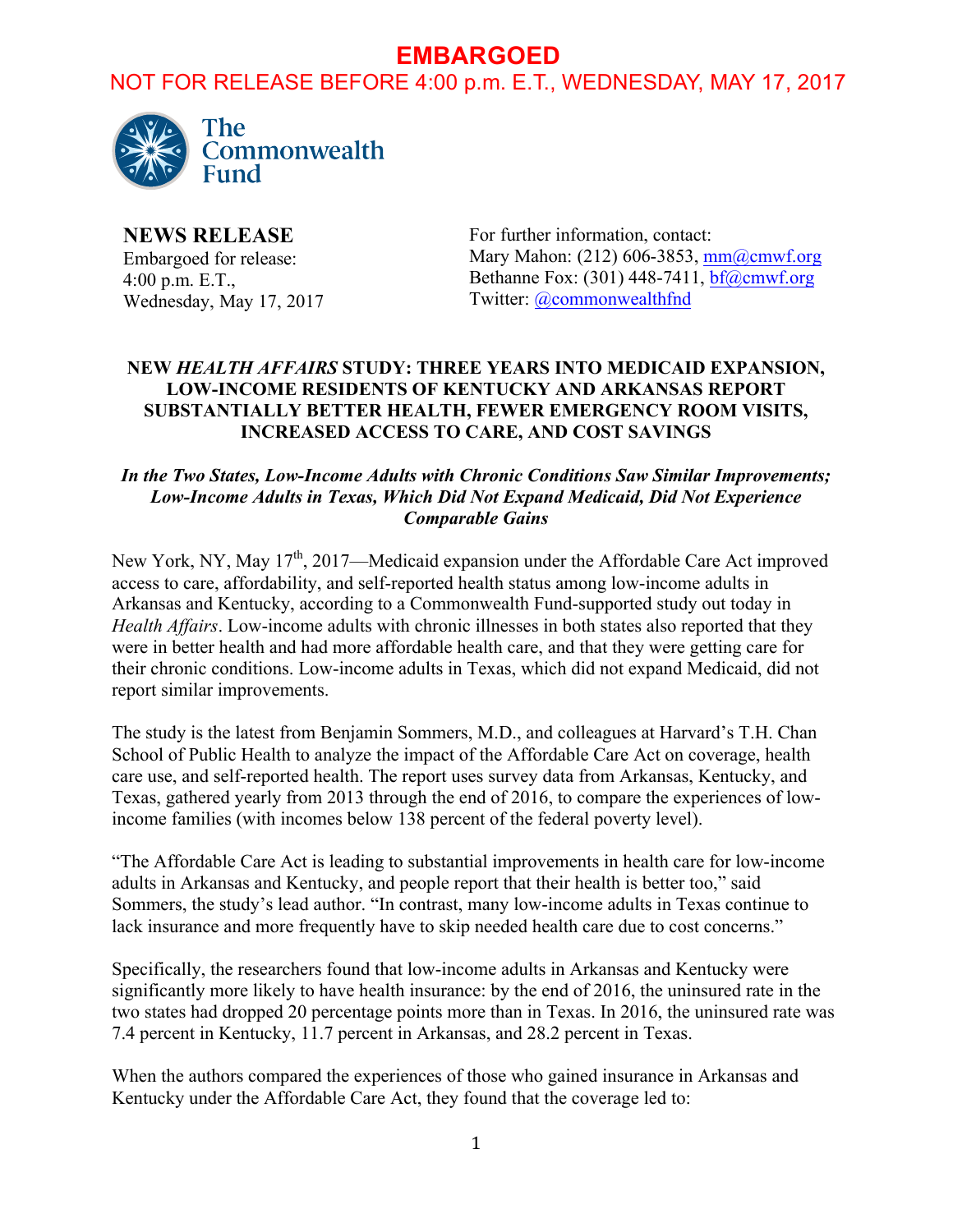**EMBARGOED**

NOT FOR RELEASE BEFORE 4:00 p.m. E.T., WEDNESDAY, MAY 17, 2017

The Commonwealth Fund

**NEWS RELEASE**
Embargoed for release:
4:00 p.m. E.T.,
Wednesday, May 17, 2017

For further information, contact:
Mary Mahon: (212) 606-3853, mm@cmwf.org
Bethanne Fox: (301) 448-7411, bf@cmwf.org
Twitter: @commonwealthfnd

**NEW *HEALTH AFFAIRS* STUDY: THREE YEARS INTO MEDICAID EXPANSION, LOW-INCOME RESIDENTS OF KENTUCKY AND ARKANSAS REPORT SUBSTANTIALLY BETTER HEALTH, FEWER EMERGENCY ROOM VISITS, INCREASED ACCESS TO CARE, AND COST SAVINGS**

***In the Two States, Low-Income Adults with Chronic Conditions Saw Similar Improvements; Low-Income Adults in Texas, Which Did Not Expand Medicaid, Did Not Experience Comparable Gains***

New York, NY, May 17th, 2017—Medicaid expansion under the Affordable Care Act improved access to care, affordability, and self-reported health status among low-income adults in Arkansas and Kentucky, according to a Commonwealth Fund-supported study out today in *Health Affairs*. Low-income adults with chronic illnesses in both states also reported that they were in better health and had more affordable health care, and that they were getting care for their chronic conditions. Low-income adults in Texas, which did not expand Medicaid, did not report similar improvements.

The study is the latest from Benjamin Sommers, M.D., and colleagues at Harvard's T.H. Chan School of Public Health to analyze the impact of the Affordable Care Act on coverage, health care use, and self-reported health. The report uses survey data from Arkansas, Kentucky, and Texas, gathered yearly from 2013 through the end of 2016, to compare the experiences of low-income families (with incomes below 138 percent of the federal poverty level).

"The Affordable Care Act is leading to substantial improvements in health care for low-income adults in Arkansas and Kentucky, and people report that their health is better too," said Sommers, the study's lead author. "In contrast, many low-income adults in Texas continue to lack insurance and more frequently have to skip needed health care due to cost concerns."

Specifically, the researchers found that low-income adults in Arkansas and Kentucky were significantly more likely to have health insurance: by the end of 2016, the uninsured rate in the two states had dropped 20 percentage points more than in Texas. In 2016, the uninsured rate was 7.4 percent in Kentucky, 11.7 percent in Arkansas, and 28.2 percent in Texas.

When the authors compared the experiences of those who gained insurance in Arkansas and Kentucky under the Affordable Care Act, they found that the coverage led to: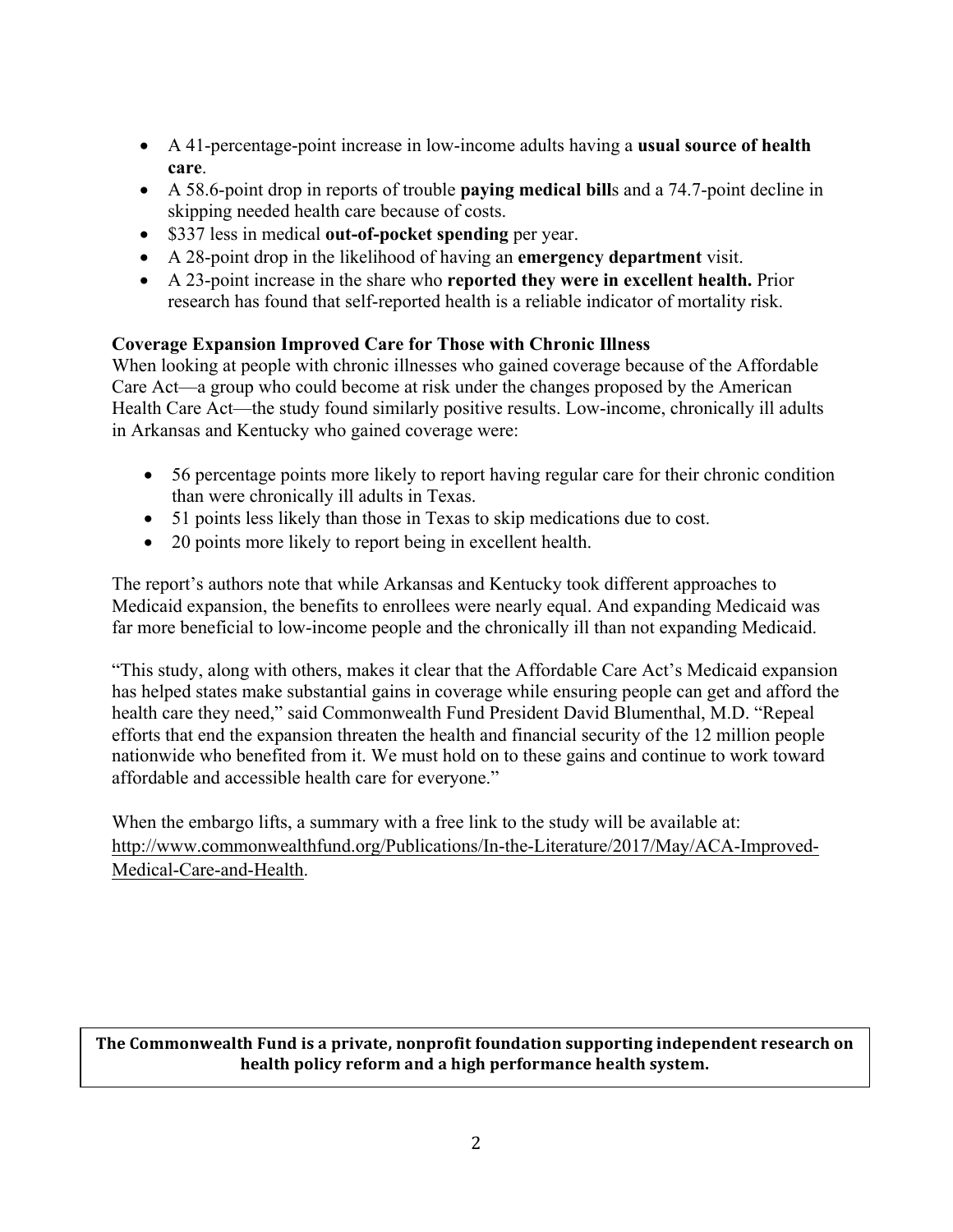- A 41-percentage-point increase in low-income adults having a **usual source of health care**.
- A 58.6-point drop in reports of trouble **paying medical bill**s and a 74.7-point decline in skipping needed health care because of costs.
- $337 less in medical **out-of-pocket spending** per year.
- A 28-point drop in the likelihood of having an **emergency department** visit.
- A 23-point increase in the share who **reported they were in excellent health.** Prior research has found that self-reported health is a reliable indicator of mortality risk.

**Coverage Expansion Improved Care for Those with Chronic Illness**

When looking at people with chronic illnesses who gained coverage because of the Affordable Care Act—a group who could become at risk under the changes proposed by the American Health Care Act—the study found similarly positive results. Low-income, chronically ill adults in Arkansas and Kentucky who gained coverage were:

- 56 percentage points more likely to report having regular care for their chronic condition than were chronically ill adults in Texas.
- 51 points less likely than those in Texas to skip medications due to cost.
- 20 points more likely to report being in excellent health.

The report's authors note that while Arkansas and Kentucky took different approaches to Medicaid expansion, the benefits to enrollees were nearly equal. And expanding Medicaid was far more beneficial to low-income people and the chronically ill than not expanding Medicaid.

"This study, along with others, makes it clear that the Affordable Care Act's Medicaid expansion has helped states make substantial gains in coverage while ensuring people can get and afford the health care they need," said Commonwealth Fund President David Blumenthal, M.D. "Repeal efforts that end the expansion threaten the health and financial security of the 12 million people nationwide who benefited from it. We must hold on to these gains and continue to work toward affordable and accessible health care for everyone."

When the embargo lifts, a summary with a free link to the study will be available at: http://www.commonwealthfund.org/Publications/In-the-Literature/2017/May/ACA-Improved-Medical-Care-and-Health.

**The Commonwealth Fund is a private, nonprofit foundation supporting independent research on health policy reform and a high performance health system.**